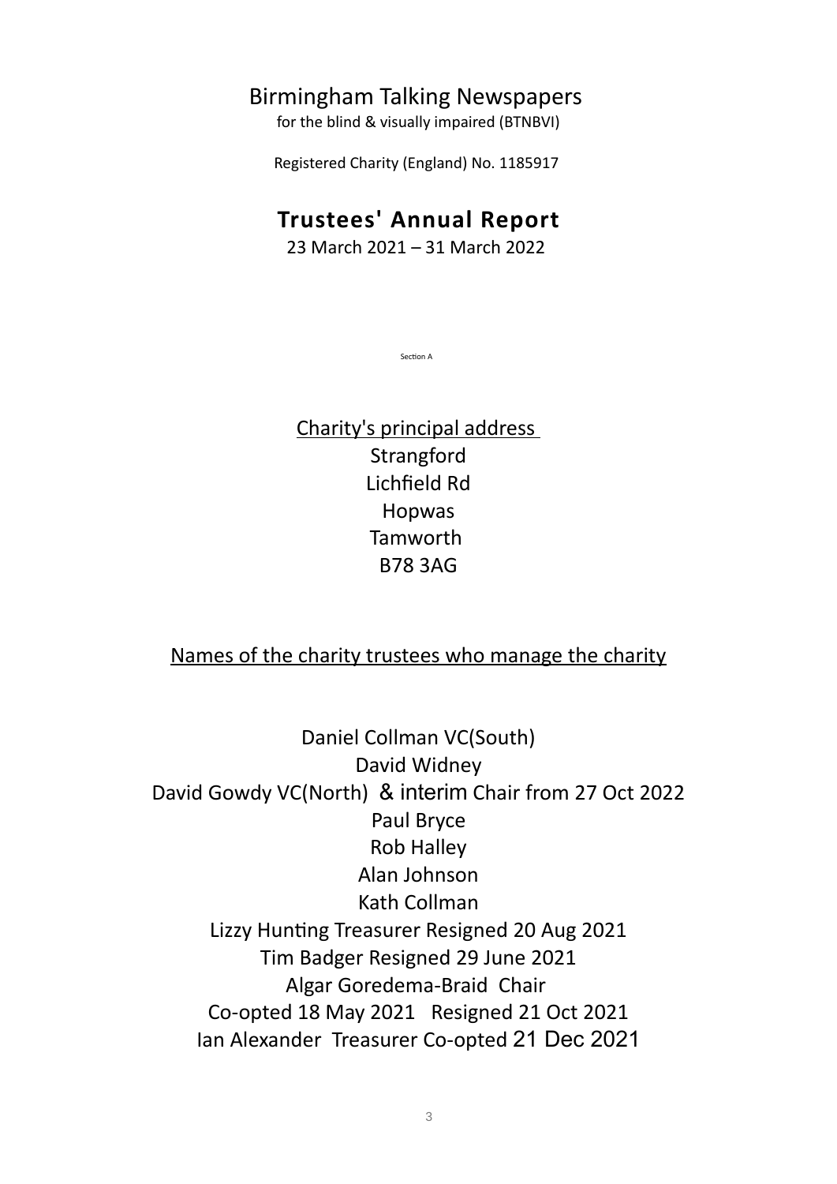# Birmingham Talking Newspapers

for the blind & visually impaired (BTNBVI)

Registered Charity (England) No. 1185917

## Trustees' Annual Report

23 March 2021 – 31 March 2022

Section A

Charity's principal address

Strangford
Lichfield Rd
Hopwas
Tamworth
B78 3AG

Names of the charity trustees who manage the charity

Daniel Collman VC(South)
David Widney
David Gowdy VC(North) & interim Chair from 27 Oct 2022
Paul Bryce
Rob Halley
Alan Johnson
Kath Collman
Lizzy Hunting Treasurer Resigned 20 Aug 2021
Tim Badger Resigned 29 June 2021
Algar Goredema-Braid Chair
Co-opted 18 May 2021 Resigned 21 Oct 2021
Ian Alexander Treasurer Co-opted 21 Dec 2021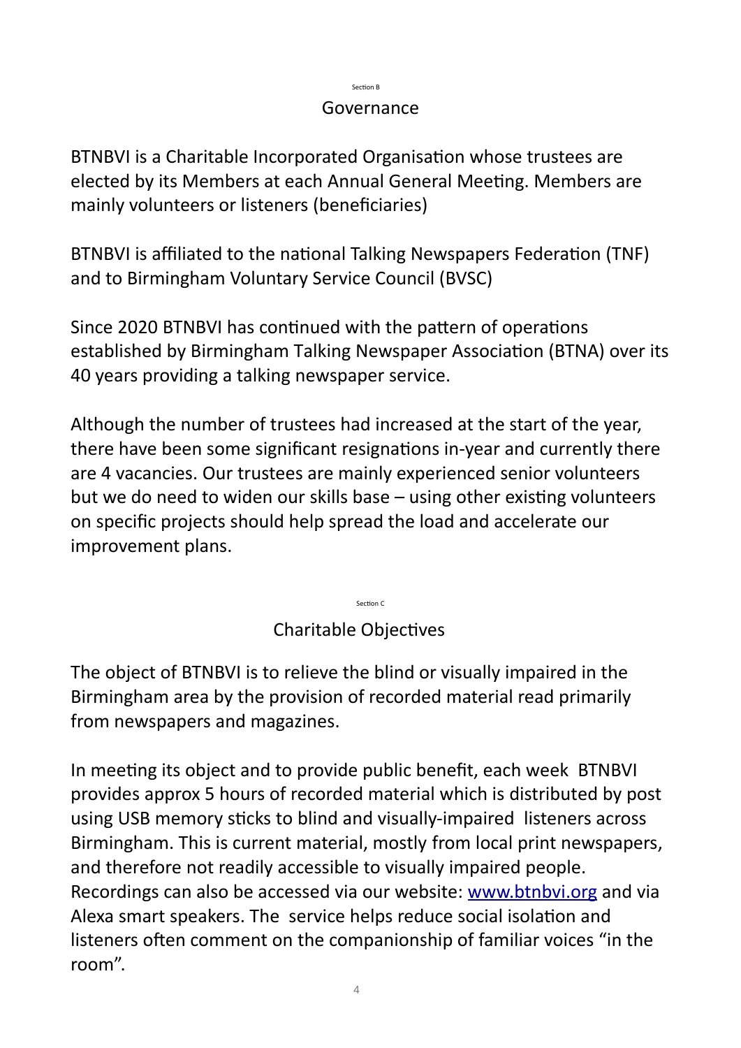Section B

## Governance

BTNBVI is a Charitable Incorporated Organisation whose trustees are elected by its Members at each Annual General Meeting. Members are mainly volunteers or listeners (beneficiaries)

BTNBVI is affiliated to the national Talking Newspapers Federation (TNF) and to Birmingham Voluntary Service Council (BVSC)

Since 2020 BTNBVI has continued with the pattern of operations established by Birmingham Talking Newspaper Association (BTNA) over its 40 years providing a talking newspaper service.

Although the number of trustees had increased at the start of the year, there have been some significant resignations in-year and currently there are 4 vacancies. Our trustees are mainly experienced senior volunteers but we do need to widen our skills base – using other existing volunteers on specific projects should help spread the load and accelerate our improvement plans.

Section C

## Charitable Objectives

The object of BTNBVI is to relieve the blind or visually impaired in the Birmingham area by the provision of recorded material read primarily from newspapers and magazines.

In meeting its object and to provide public benefit, each week BTNBVI provides approx 5 hours of recorded material which is distributed by post using USB memory sticks to blind and visually-impaired listeners across Birmingham. This is current material, mostly from local print newspapers, and therefore not readily accessible to visually impaired people. Recordings can also be accessed via our website: [www.btnbvi.org](http://www.btnbvi.org) and via Alexa smart speakers. The service helps reduce social isolation and listeners often comment on the companionship of familiar voices "in the room".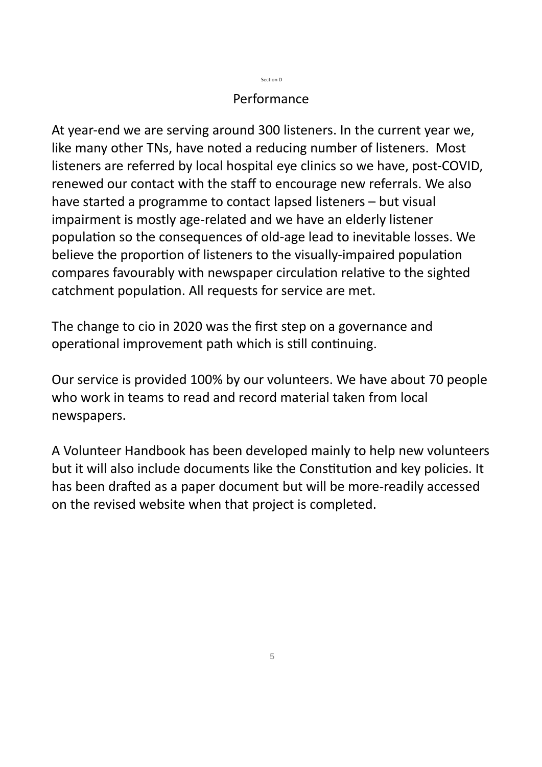Section D

## Performance

At year-end we are serving around 300 listeners. In the current year we, like many other TNs, have noted a reducing number of listeners. Most listeners are referred by local hospital eye clinics so we have, post-COVID, renewed our contact with the staff to encourage new referrals. We also have started a programme to contact lapsed listeners – but visual impairment is mostly age-related and we have an elderly listener population so the consequences of old-age lead to inevitable losses. We believe the proportion of listeners to the visually-impaired population compares favourably with newspaper circulation relative to the sighted catchment population. All requests for service are met.

The change to cio in 2020 was the first step on a governance and operational improvement path which is still continuing.

Our service is provided 100% by our volunteers. We have about 70 people who work in teams to read and record material taken from local newspapers.

A Volunteer Handbook has been developed mainly to help new volunteers but it will also include documents like the Constitution and key policies. It has been drafted as a paper document but will be more-readily accessed on the revised website when that project is completed.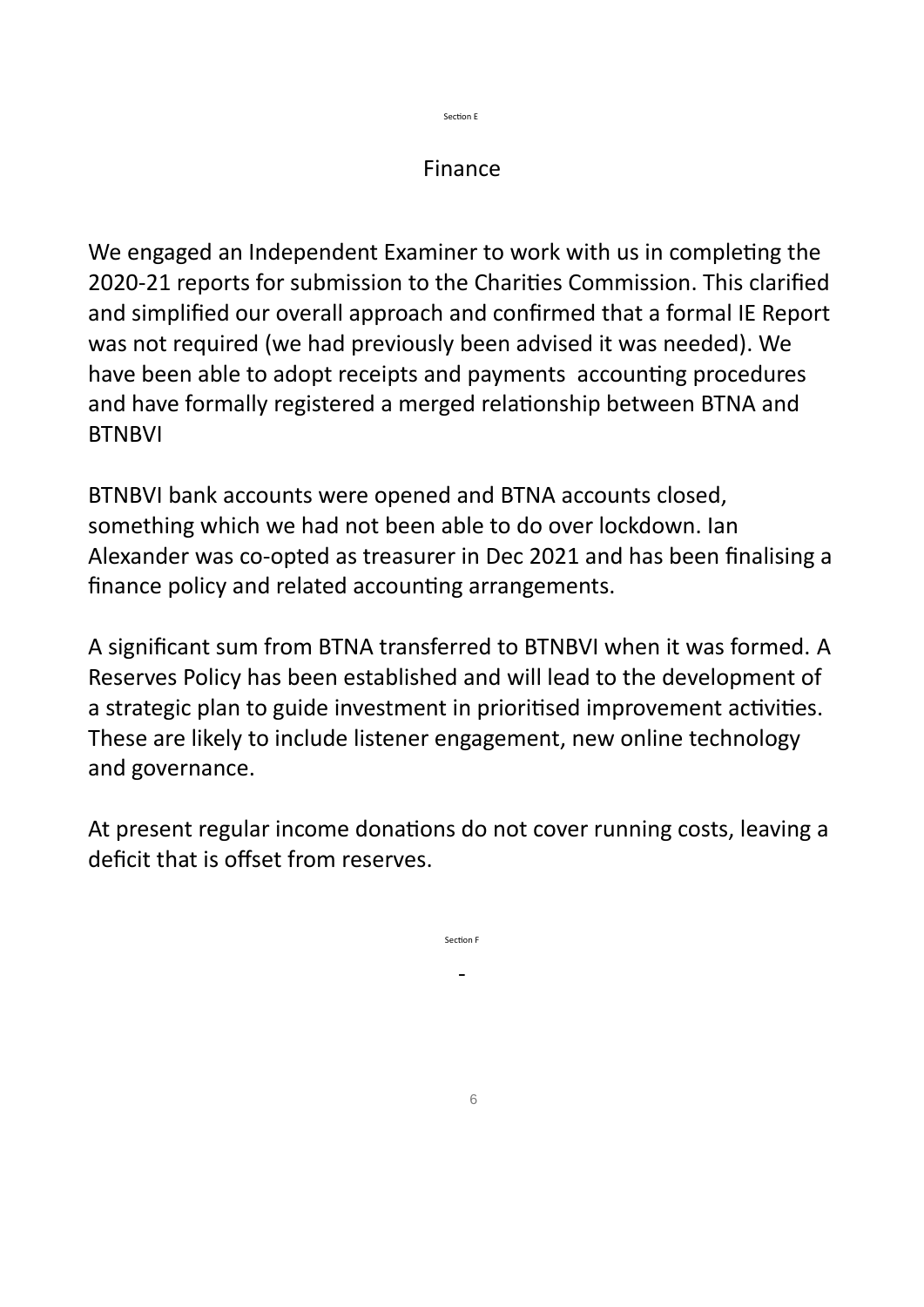Section E

## Finance

We engaged an Independent Examiner to work with us in completing the 2020-21 reports for submission to the Charities Commission. This clarified and simplified our overall approach and confirmed that a formal IE Report was not required (we had previously been advised it was needed). We have been able to adopt receipts and payments accounting procedures and have formally registered a merged relationship between BTNA and BTNBVI

BTNBVI bank accounts were opened and BTNA accounts closed, something which we had not been able to do over lockdown. Ian Alexander was co-opted as treasurer in Dec 2021 and has been finalising a finance policy and related accounting arrangements.

A significant sum from BTNA transferred to BTNBVI when it was formed. A Reserves Policy has been established and will lead to the development of a strategic plan to guide investment in prioritised improvement activities. These are likely to include listener engagement, new online technology and governance.

At present regular income donations do not cover running costs, leaving a deficit that is offset from reserves.

Section F

-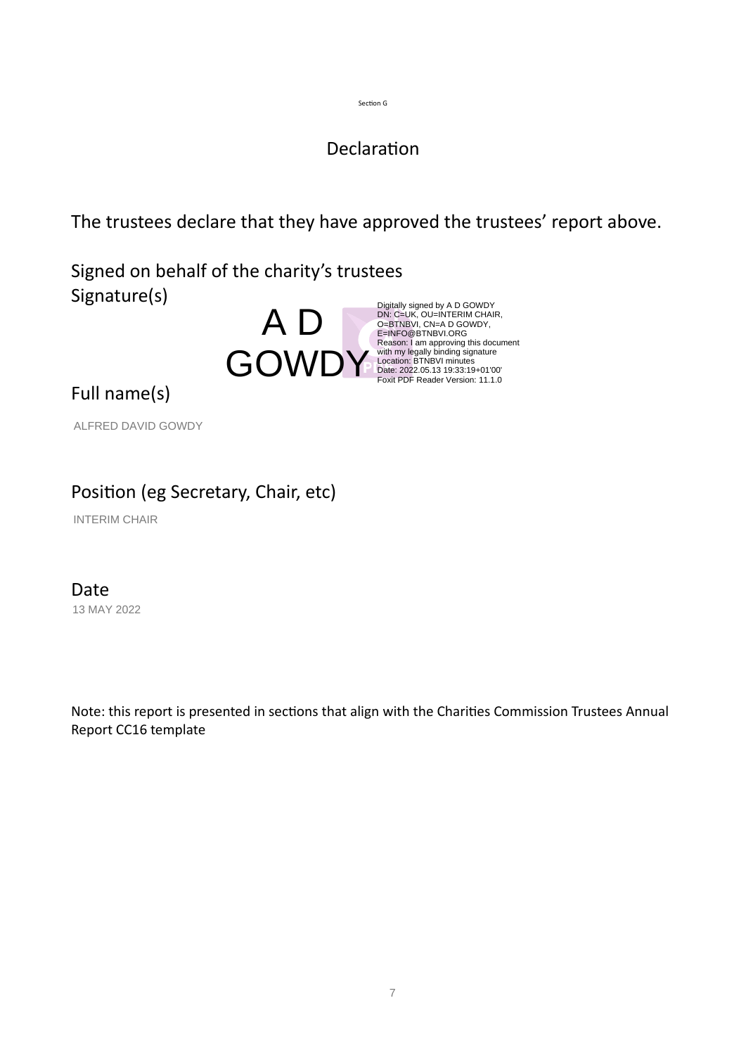Section G

## Declaration

The trustees declare that they have approved the trustees' report above.

Signed on behalf of the charity's trustees

Signature(s)

A D GOWDY

Digitally signed by A D GOWDY
DN: C=UK, OU=INTERIM CHAIR, O=BTNBVI, CN=A D GOWDY, E=INFO@BTNBVI.ORG
Reason: I am approving this document with my legally binding signature
Location: BTNBVI minutes
Date: 2022.05.13 19:33:19+01'00'
Foxit PDF Reader Version: 11.1.0

Full name(s)

ALFRED DAVID GOWDY

Position (eg Secretary, Chair, etc)

INTERIM CHAIR

Date

13 MAY 2022

Note: this report is presented in sections that align with the Charities Commission Trustees Annual Report CC16 template